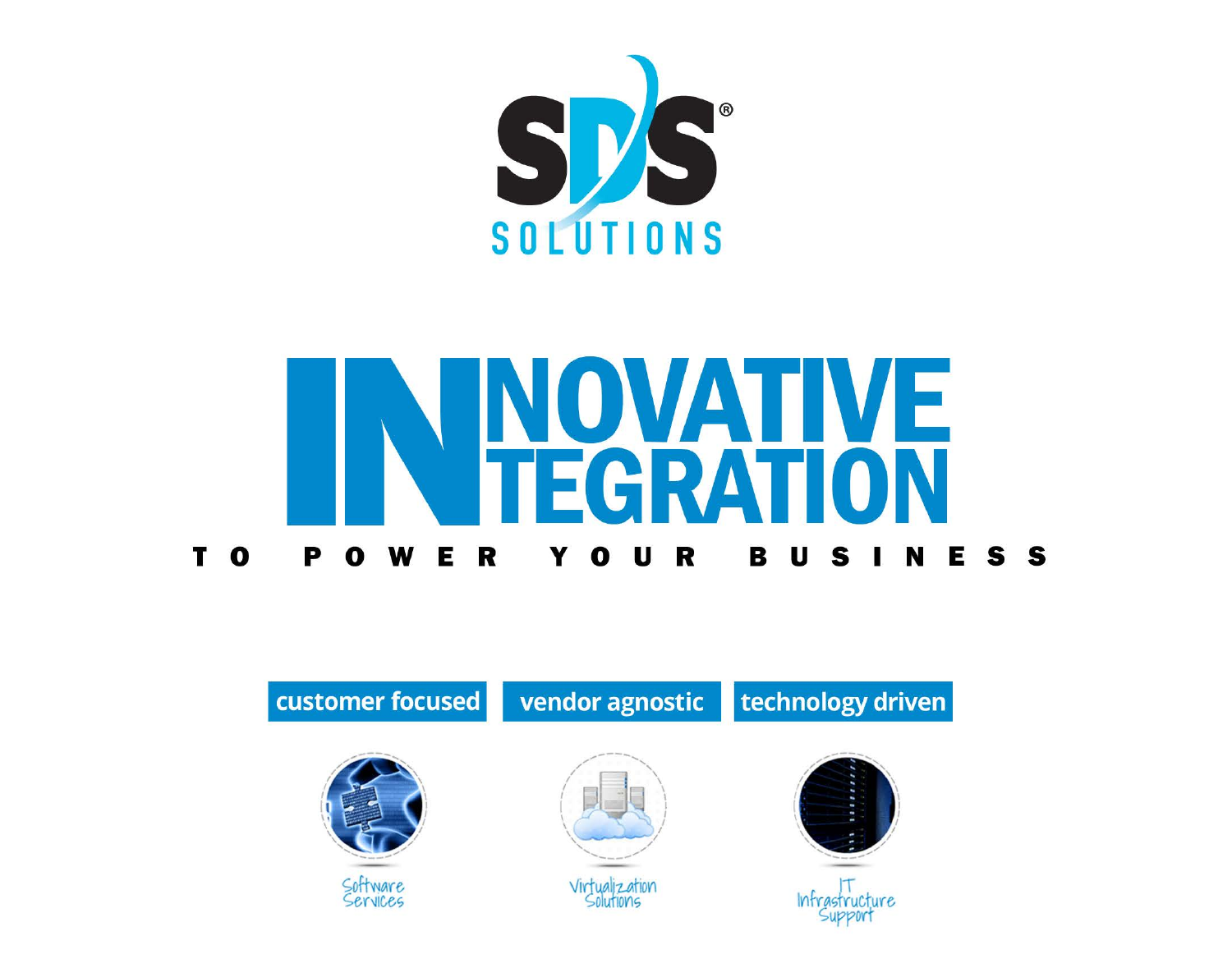# SDS® SOLUTIONS

# INNOVATIVE INTEGRATION

## TO POWER YOUR BUSINESS

**customer focused** | **vendor agnostic** | **technology driven**

Software Services

Virtualization Solutions

IT Infrastructure Support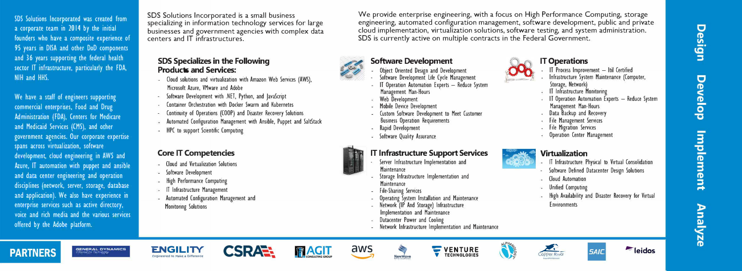SDS Solutions Incorporated was created from a corporate team in 2014 by the initial founders who have a composite experience of 95 years in DISA and other DoD components and 36 years supporting the federal health sector IT infrastructure, particularly the FDA, NIH and HHS.

We have a staff of engineers supporting commercial enterprises, Food and Drug Administration (FDA), Centers for Medicare and Medicaid Services (CMS), and other government agencies. Our corporate expertise spans across virtualization, software development, cloud engineering in AWS and Azure, IT automation with puppet and ansible and data center engineering and operation disciplines (network, server, storage, database and application). We also have experience in enterprise services such as active directory, voice and rich media and the various services offered by the Adobe platform.

SDS Solutions Incorporated is a small business specializing in information technology services for large businesses and government agencies with complex data centers and IT infrastructures.

## SDS Specializes in the Following Products and Services:

- Cloud solutions and virtualization with Amazon Web Services (AWS), Microsoft Azure, VMware and Adobe
- Software Development with .NET, Python, and JavaScript
- Container Orchestration with Docker Swarm and Kubernetes
- Continuity of Operations (COOP) and Disaster Recovery Solutions
- Automated Configuration Management with Ansible, Puppet and SaltStack
- HPC to support Scientific Computing

## Core IT Competencies

- Cloud and Virtualization Solutions
- Software Development
- High Performance Computing
- IT Infrastructure Management
- Automated Configuration Management and Monitoring Solutions

We provide enterprise engineering, with a focus on High Performance Computing, storage engineering, automated configuration management, software development, public and private cloud implementation, virtualization solutions, software testing, and system administration. SDS is currently active on multiple contracts in the Federal Government.

## Software Development

- Object Oriented Design and Development
- Software Development Life Cycle Management
- IT Operation Automation Experts – Reduce System Management Man-Hours
- Web Development
- Mobile Device Development
- Custom Software Development to Meet Customer Business Operation Requirements
- Rapid Development
- Software Quality Assurance

## IT Operations

- IT Process Improvement – Itil Certified
- Infrastructure System Maintenance (Computer, Storage, Network)
- IT Infrastructure Monitoring
- IT Operation Automation Experts – Reduce System Management Man-Hours
- Data Backup and Recovery
- File Management Services
- File Migration Services
- Operation Center Management

## IT Infrastructure Support Services

- Server Infrastructure Implementation and Maintenance
- Storage Infrastructure Implementation and Maintenance
- File-Sharing Services
- Operating System Installation and Maintenance
- Network (IP And Storage) Infrastructure Implementation and Maintenance
- Datacenter Power and Cooling
- Network Infrastructure Implementation and Maintenance

## Virtualization

- IT Infrastructure Physical to Virtual Consolidation
- Software Defined Datacenter Design Solutions
- Cloud Automation
- Unified Computing
- High Availability and Disaster Recovery for Virtual Environments

**Design Develop Implement Analyze**

## PARTNERS

General Dynamics Information Technology · Engility (Engineered to Make a Difference) · CSRA · AGIT Consulting Group · aws · NewWave · Venture Technologies · Alphanomics · Copper River · SAIC · leidos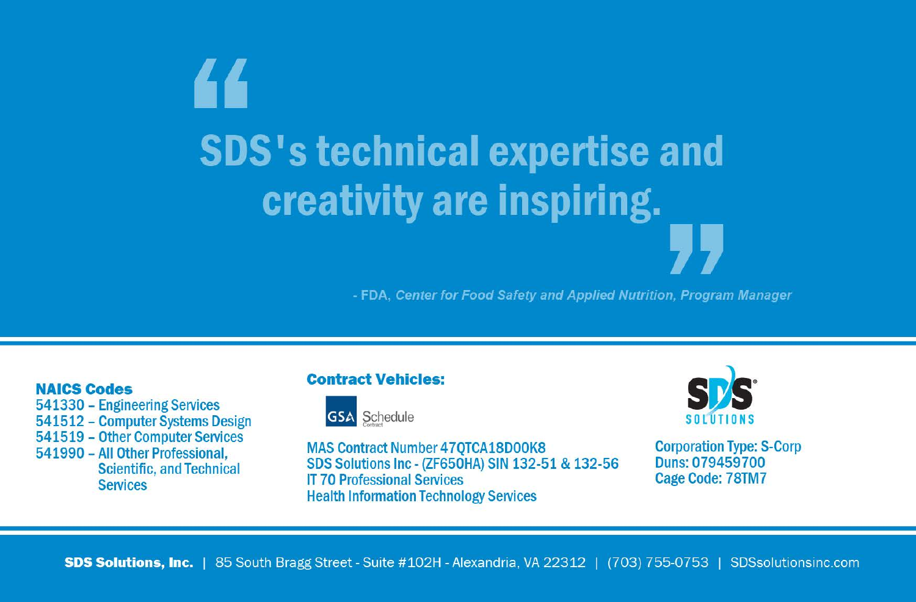> **SDS's technical expertise and creativity are inspiring.**
>
> \- FDA, *Center for Food Safety and Applied Nutrition, Program Manager*

**NAICS Codes**

541330 – Engineering Services
541512 – Computer Systems Design
541519 – Other Computer Services
541990 – All Other Professional, Scientific, and Technical Services

**Contract Vehicles:**

GSA Schedule Contract

MAS Contract Number 47QTCA18D00K8
SDS Solutions Inc - (ZF650HA) SIN 132-51 & 132-56
IT 70 Professional Services
Health Information Technology Services

SDS SOLUTIONS

Corporation Type: S-Corp
Duns: 079459700
Cage Code: 78TM7

**SDS Solutions, Inc.** | 85 South Bragg Street - Suite #102H - Alexandria, VA 22312 | (703) 755-0753 | SDSsolutionsinc.com